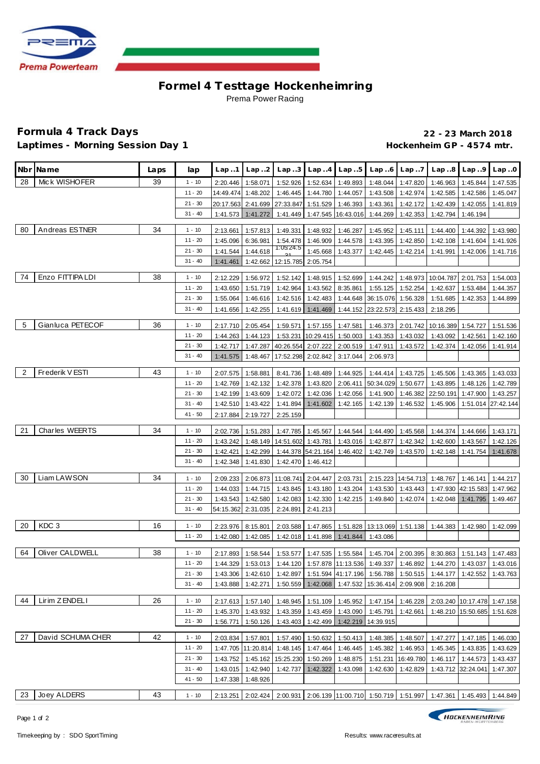# Formel 4 Testtage Hockenheimring

Prema Power Racing

## Formula 4 Track Days

## Laptimes - Morning Session Day 1

**22 - 23 March 2018**

**Hockenheim GP - 4574 mtr.**

| Nbr | Name | Laps | lap | Lap..1 | Lap..2 | Lap..3 | Lap..4 | Lap..5 | Lap..6 | Lap..7 | Lap..8 | Lap..9 | Lap..0 |
|---|---|---|---|---|---|---|---|---|---|---|---|---|---|
| 28 | Mick WISHOFER | 39 | 1 - 10 | 2:20.446 | 1:58.071 | 1:52.926 | 1:52.634 | 1:49.893 | 1:48.044 | 1:47.820 | 1:46.963 | 1:45.844 | 1:47.535 |
| | | | 11 - 20 | 14:49.474 | 1:48.202 | 1:46.445 | 1:44.780 | 1:44.057 | 1:43.508 | 1:42.974 | 1:42.585 | 1:42.586 | 1:45.047 |
| | | | 21 - 30 | 20:17.563 | 2:41.699 | 27:33.847 | 1:51.529 | 1:46.393 | 1:43.361 | 1:42.172 | 1:42.439 | 1:42.055 | 1:41.819 |
| | | | 31 - 40 | 1:41.573 | 1:41.272 | 1:41.449 | 1:47.545 | 16:43.016 | 1:44.269 | 1:42.353 | 1:42.794 | 1:46.194 | |
| 80 | Andreas ESTNER | 34 | 1 - 10 | 2:13.661 | 1:57.813 | 1:49.331 | 1:48.932 | 1:46.287 | 1:45.952 | 1:45.111 | 1:44.400 | 1:44.392 | 1:43.980 |
| | | | 11 - 20 | 1:45.096 | 6:36.981 | 1:54.478 | 1:46.909 | 1:44.578 | 1:43.395 | 1:42.850 | 1:42.108 | 1:41.604 | 1:41.926 |
| | | | 21 - 30 | 1:41.544 | 1:44.618 | 1:05:24.521 | 1:45.668 | 1:43.377 | 1:42.445 | 1:42.214 | 1:41.991 | 1:42.006 | 1:41.716 |
| | | | 31 - 40 | 1:41.461 | 1:42.662 | 12:15.785 | 2:05.754 | | | | | | |
| 74 | Enzo FITTIPALDI | 38 | 1 - 10 | 2:12.229 | 1:56.972 | 1:52.142 | 1:48.915 | 1:52.699 | 1:44.242 | 1:48.973 | 10:04.787 | 2:01.753 | 1:54.003 |
| | | | 11 - 20 | 1:43.650 | 1:51.719 | 1:42.964 | 1:43.562 | 8:35.861 | 1:55.125 | 1:52.254 | 1:42.637 | 1:53.484 | 1:44.357 |
| | | | 21 - 30 | 1:55.064 | 1:46.616 | 1:42.516 | 1:42.483 | 1:44.648 | 36:15.076 | 1:56.328 | 1:51.685 | 1:42.353 | 1:44.899 |
| | | | 31 - 40 | 1:41.656 | 1:42.255 | 1:41.619 | 1:41.469 | 1:44.152 | 23:22.573 | 2:15.433 | 2:18.295 | | |
| 5 | Gianluca PETECOF | 36 | 1 - 10 | 2:17.710 | 2:05.454 | 1:59.571 | 1:57.155 | 1:47.581 | 1:46.373 | 2:01.742 | 10:16.389 | 1:54.727 | 1:51.536 |
| | | | 11 - 20 | 1:44.263 | 1:44.123 | 1:53.231 | 10:29.415 | 1:50.003 | 1:43.353 | 1:43.032 | 1:43.092 | 1:42.561 | 1:42.160 |
| | | | 21 - 30 | 1:42.717 | 1:47.287 | 40:26.554 | 2:07.222 | 2:00.519 | 1:47.911 | 1:43.572 | 1:42.374 | 1:42.056 | 1:41.914 |
| | | | 31 - 40 | 1:41.575 | 1:48.467 | 17:52.298 | 2:02.842 | 3:17.044 | 2:06.973 | | | | |
| 2 | Frederik VESTI | 43 | 1 - 10 | 2:07.575 | 1:58.881 | 8:41.736 | 1:48.489 | 1:44.925 | 1:44.414 | 1:43.725 | 1:45.506 | 1:43.365 | 1:43.033 |
| | | | 11 - 20 | 1:42.769 | 1:42.132 | 1:42.378 | 1:43.820 | 2:06.411 | 50:34.029 | 1:50.677 | 1:43.895 | 1:48.126 | 1:42.789 |
| | | | 21 - 30 | 1:42.199 | 1:43.609 | 1:42.072 | 1:42.036 | 1:42.056 | 1:41.900 | 1:46.382 | 22:50.191 | 1:47.900 | 1:43.257 |
| | | | 31 - 40 | 1:42.510 | 1:43.422 | 1:41.894 | 1:41.602 | 1:42.165 | 1:42.139 | 1:46.532 | 1:45.906 | 1:51.014 | 27:42.144 |
| | | | 41 - 50 | 2:17.884 | 2:19.727 | 2:25.159 | | | | | | | |
| 21 | Charles WEERTS | 34 | 1 - 10 | 2:02.736 | 1:51.283 | 1:47.785 | 1:45.567 | 1:44.544 | 1:44.490 | 1:45.568 | 1:44.374 | 1:44.666 | 1:43.171 |
| | | | 11 - 20 | 1:43.242 | 1:48.149 | 14:51.602 | 1:43.781 | 1:43.016 | 1:42.877 | 1:42.342 | 1:42.600 | 1:43.567 | 1:42.126 |
| | | | 21 - 30 | 1:42.421 | 1:42.299 | 1:44.378 | 54:21.164 | 1:46.402 | 1:42.749 | 1:43.570 | 1:42.148 | 1:41.754 | 1:41.678 |
| | | | 31 - 40 | 1:42.348 | 1:41.830 | 1:42.470 | 1:46.412 | | | | | | |
| 30 | Liam LAWSON | 34 | 1 - 10 | 2:09.233 | 2:06.873 | 11:08.741 | 2:04.447 | 2:03.731 | 2:15.223 | 14:54.713 | 1:48.767 | 1:46.141 | 1:44.217 |
| | | | 11 - 20 | 1:44.033 | 1:44.715 | 1:43.845 | 1:43.180 | 1:43.204 | 1:43.530 | 1:43.443 | 1:47.930 | 42:15.583 | 1:47.962 |
| | | | 21 - 30 | 1:43.543 | 1:42.580 | 1:42.083 | 1:42.330 | 1:42.215 | 1:49.840 | 1:42.074 | 1:42.048 | 1:41.795 | 1:49.467 |
| | | | 31 - 40 | 54:15.362 | 2:31.035 | 2:24.891 | 2:41.213 | | | | | | |
| 20 | KDC 3 | 16 | 1 - 10 | 2:23.976 | 8:15.801 | 2:03.588 | 1:47.865 | 1:51.828 | 13:13.069 | 1:51.138 | 1:44.383 | 1:42.980 | 1:42.099 |
| | | | 11 - 20 | 1:42.080 | 1:42.085 | 1:42.018 | 1:41.898 | 1:41.844 | 1:43.086 | | | | |
| 64 | Oliver CALDWELL | 38 | 1 - 10 | 2:17.893 | 1:58.544 | 1:53.577 | 1:47.535 | 1:55.584 | 1:45.704 | 2:00.395 | 8:30.863 | 1:51.143 | 1:47.483 |
| | | | 11 - 20 | 1:44.329 | 1:53.013 | 1:44.120 | 1:57.878 | 11:13.536 | 1:49.337 | 1:46.892 | 1:44.270 | 1:43.037 | 1:43.016 |
| | | | 21 - 30 | 1:43.306 | 1:42.610 | 1:42.897 | 1:51.594 | 41:17.196 | 1:56.788 | 1:50.515 | 1:44.177 | 1:42.552 | 1:43.763 |
| | | | 31 - 40 | 1:43.888 | 1:42.271 | 1:50.559 | 1:42.068 | 1:47.532 | 15:36.414 | 2:09.908 | 2:16.208 | | |
| 44 | Lirim ZENDELI | 26 | 1 - 10 | 2:17.613 | 1:57.140 | 1:48.945 | 1:51.109 | 1:45.952 | 1:47.154 | 1:46.228 | 2:03.240 | 10:17.478 | 1:47.158 |
| | | | 11 - 20 | 1:45.370 | 1:43.932 | 1:43.359 | 1:43.459 | 1:43.090 | 1:45.791 | 1:42.661 | 1:48.210 | 15:50.685 | 1:51.628 |
| | | | 21 - 30 | 1:56.771 | 1:50.126 | 1:43.403 | 1:42.499 | 1:42.219 | 14:39.915 | | | | |
| 27 | David SCHUMACHER | 42 | 1 - 10 | 2:03.834 | 1:57.801 | 1:57.490 | 1:50.632 | 1:50.413 | 1:48.385 | 1:48.507 | 1:47.277 | 1:47.185 | 1:46.030 |
| | | | 11 - 20 | 1:47.705 | 11:20.814 | 1:48.145 | 1:47.464 | 1:46.445 | 1:45.382 | 1:46.953 | 1:45.345 | 1:43.835 | 1:43.629 |
| | | | 21 - 30 | 1:43.752 | 1:45.162 | 15:25.230 | 1:50.269 | 1:48.875 | 1:51.231 | 16:49.780 | 1:46.117 | 1:44.573 | 1:43.437 |
| | | | 31 - 40 | 1:43.015 | 1:42.940 | 1:42.737 | 1:42.322 | 1:43.098 | 1:42.630 | 1:42.829 | 1:43.712 | 32:24.041 | 1:47.307 |
| | | | 41 - 50 | 1:47.338 | 1:48.926 | | | | | | | | |
| 23 | Joey ALDERS | 43 | 1 - 10 | 2:13.251 | 2:02.424 | 2:00.931 | 2:06.139 | 11:00.710 | 1:50.719 | 1:51.997 | 1:47.361 | 1:45.493 | 1:44.849 |

Timekeeping by : SDO SportTiming

Results: www.raceresults.at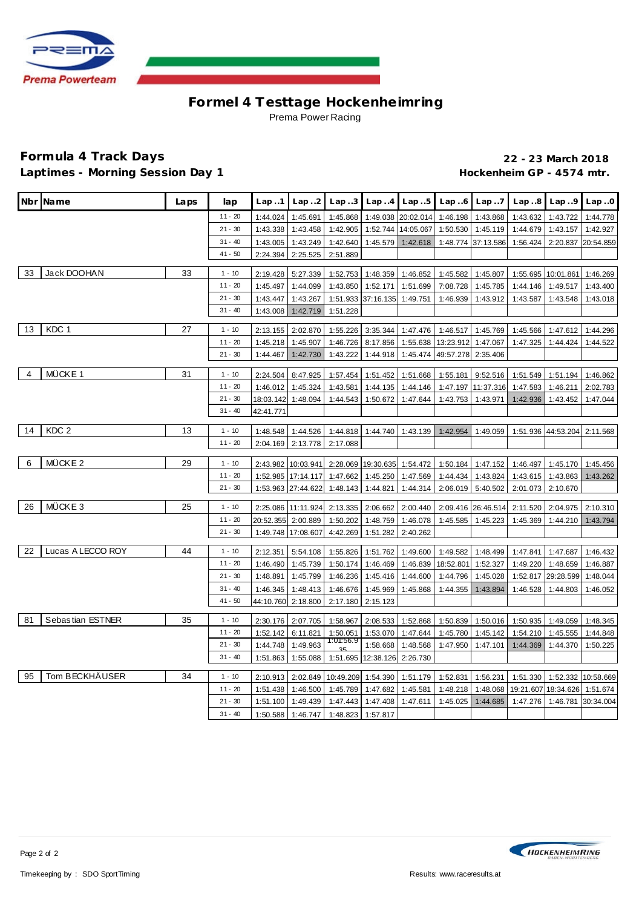Prema Powerteam

# Formel 4 Testtage Hockenheimring

Prema Power Racing

**Formula 4 Track Days** **22 - 23 March 2018**

**Laptimes - Morning Session Day 1** **Hockenheim GP - 4574 mtr.**

| Nbr | Name | Laps | lap | Lap ..1 | Lap ..2 | Lap ..3 | Lap ..4 | Lap ..5 | Lap ..6 | Lap ..7 | Lap ..8 | Lap ..9 | Lap ..0 |
|---|---|---|---|---|---|---|---|---|---|---|---|---|---|
| | | | 11 - 20 | 1:44.024 | 1:45.691 | 1:45.868 | 1:49.038 | 20:02.014 | 1:46.198 | 1:43.868 | 1:43.632 | 1:43.722 | 1:44.778 |
| | | | 21 - 30 | 1:43.338 | 1:43.458 | 1:42.905 | 1:52.744 | 14:05.067 | 1:50.530 | 1:45.119 | 1:44.679 | 1:43.157 | 1:42.927 |
| | | | 31 - 40 | 1:43.005 | 1:43.249 | 1:42.640 | 1:45.579 | 1:42.618 | 1:48.774 | 37:13.586 | 1:56.424 | 2:20.837 | 20:54.859 |
| | | | 41 - 50 | 2:24.394 | 2:25.525 | 2:51.889 | | | | | | | |
| 33 | Jack DOOHAN | 33 | 1 - 10 | 2:19.428 | 5:27.339 | 1:52.753 | 1:48.359 | 1:46.852 | 1:45.582 | 1:45.807 | 1:55.695 | 10:01.861 | 1:46.269 |
| | | | 11 - 20 | 1:45.497 | 1:44.099 | 1:43.850 | 1:52.171 | 1:51.699 | 7:08.728 | 1:45.785 | 1:44.146 | 1:49.517 | 1:43.400 |
| | | | 21 - 30 | 1:43.447 | 1:43.267 | 1:51.933 | 37:16.135 | 1:49.751 | 1:46.939 | 1:43.912 | 1:43.587 | 1:43.548 | 1:43.018 |
| | | | 31 - 40 | 1:43.008 | 1:42.719 | 1:51.228 | | | | | | | |
| 13 | KDC 1 | 27 | 1 - 10 | 2:13.155 | 2:02.870 | 1:55.226 | 3:35.344 | 1:47.476 | 1:46.517 | 1:45.769 | 1:45.566 | 1:47.612 | 1:44.296 |
| | | | 11 - 20 | 1:45.218 | 1:45.907 | 1:46.726 | 8:17.856 | 1:55.638 | 13:23.912 | 1:47.067 | 1:47.325 | 1:44.424 | 1:44.522 |
| | | | 21 - 30 | 1:44.467 | 1:42.730 | 1:43.222 | 1:44.918 | 1:45.474 | 49:57.278 | 2:35.406 | | | |
| 4 | MÜCKE 1 | 31 | 1 - 10 | 2:24.504 | 8:47.925 | 1:57.454 | 1:51.452 | 1:51.668 | 1:55.181 | 9:52.516 | 1:51.549 | 1:51.194 | 1:46.862 |
| | | | 11 - 20 | 1:46.012 | 1:45.324 | 1:43.581 | 1:44.135 | 1:44.146 | 1:47.197 | 11:37.316 | 1:47.583 | 1:46.211 | 2:02.783 |
| | | | 21 - 30 | 18:03.142 | 1:48.094 | 1:44.543 | 1:50.672 | 1:47.644 | 1:43.753 | 1:43.971 | 1:42.936 | 1:43.452 | 1:47.044 |
| | | | 31 - 40 | 42:41.771 | | | | | | | | | |
| 14 | KDC 2 | 13 | 1 - 10 | 1:48.548 | 1:44.526 | 1:44.818 | 1:44.740 | 1:43.139 | 1:42.954 | 1:49.059 | 1:51.936 | 44:53.204 | 2:11.568 |
| | | | 11 - 20 | 2:04.169 | 2:13.778 | 2:17.088 | | | | | | | |
| 6 | MÜCKE 2 | 29 | 1 - 10 | 2:43.982 | 10:03.941 | 2:28.069 | 19:30.635 | 1:54.472 | 1:50.184 | 1:47.152 | 1:46.497 | 1:45.170 | 1:45.456 |
| | | | 11 - 20 | 1:52.985 | 17:14.117 | 1:47.662 | 1:45.250 | 1:47.569 | 1:44.434 | 1:43.824 | 1:43.615 | 1:43.863 | 1:43.262 |
| | | | 21 - 30 | 1:53.963 | 27:44.622 | 1:48.143 | 1:44.821 | 1:44.314 | 2:06.019 | 5:40.502 | 2:01.073 | 2:10.670 | |
| 26 | MÜCKE 3 | 25 | 1 - 10 | 2:25.086 | 11:11.924 | 2:13.335 | 2:06.662 | 2:00.440 | 2:09.416 | 26:46.514 | 2:11.520 | 2:04.975 | 2:10.310 |
| | | | 11 - 20 | 20:52.355 | 2:00.889 | 1:50.202 | 1:48.759 | 1:46.078 | 1:45.585 | 1:45.223 | 1:45.369 | 1:44.210 | 1:43.794 |
| | | | 21 - 30 | 1:49.748 | 17:08.607 | 4:42.269 | 1:51.282 | 2:40.262 | | | | | |
| 22 | Lucas ALECCO ROY | 44 | 1 - 10 | 2:12.351 | 5:54.108 | 1:55.826 | 1:51.762 | 1:49.600 | 1:49.582 | 1:48.499 | 1:47.841 | 1:47.687 | 1:46.432 |
| | | | 11 - 20 | 1:46.490 | 1:45.739 | 1:50.174 | 1:46.469 | 1:46.839 | 18:52.801 | 1:52.327 | 1:49.220 | 1:48.659 | 1:46.887 |
| | | | 21 - 30 | 1:48.891 | 1:45.799 | 1:46.236 | 1:45.416 | 1:44.600 | 1:44.796 | 1:45.028 | 1:52.817 | 29:28.599 | 1:48.044 |
| | | | 31 - 40 | 1:46.345 | 1:48.413 | 1:46.676 | 1:45.969 | 1:45.868 | 1:44.355 | 1:43.894 | 1:46.528 | 1:44.803 | 1:46.052 |
| | | | 41 - 50 | 44:10.760 | 2:18.800 | 2:17.180 | 2:15.123 | | | | | | |
| 81 | Sebastian ESTNER | 35 | 1 - 10 | 2:30.176 | 2:07.705 | 1:58.967 | 2:08.533 | 1:52.868 | 1:50.839 | 1:50.016 | 1:50.935 | 1:49.059 | 1:48.345 |
| | | | 11 - 20 | 1:52.142 | 6:11.821 | 1:50.051 | 1:53.070 | 1:47.644 | 1:45.780 | 1:45.142 | 1:54.210 | 1:45.555 | 1:44.848 |
| | | | 21 - 30 | 1:44.748 | 1:49.963 | 1:01:56.935 | 1:58.668 | 1:48.568 | 1:47.950 | 1:47.101 | 1:44.369 | 1:44.370 | 1:50.225 |
| | | | 31 - 40 | 1:51.863 | 1:55.088 | 1:51.695 | 12:38.126 | 2:26.730 | | | | | |
| 95 | Tom BECKHÄUSER | 34 | 1 - 10 | 2:10.913 | 2:02.849 | 10:49.209 | 1:54.390 | 1:51.179 | 1:52.831 | 1:56.231 | 1:51.330 | 1:52.332 | 10:58.669 |
| | | | 11 - 20 | 1:51.438 | 1:46.500 | 1:45.789 | 1:47.682 | 1:45.581 | 1:48.218 | 1:48.068 | 19:21.607 | 18:34.626 | 1:51.674 |
| | | | 21 - 30 | 1:51.100 | 1:49.439 | 1:47.443 | 1:47.408 | 1:47.611 | 1:45.025 | 1:44.685 | 1:47.276 | 1:46.781 | 30:34.004 |
| | | | 31 - 40 | 1:50.588 | 1:46.747 | 1:48.823 | 1:57.817 | | | | | | |

Timekeeping by : SDO SportTiming

Results: www.raceresults.at

HOCKENHEIMRING BADEN-WÜRTTEMBERG